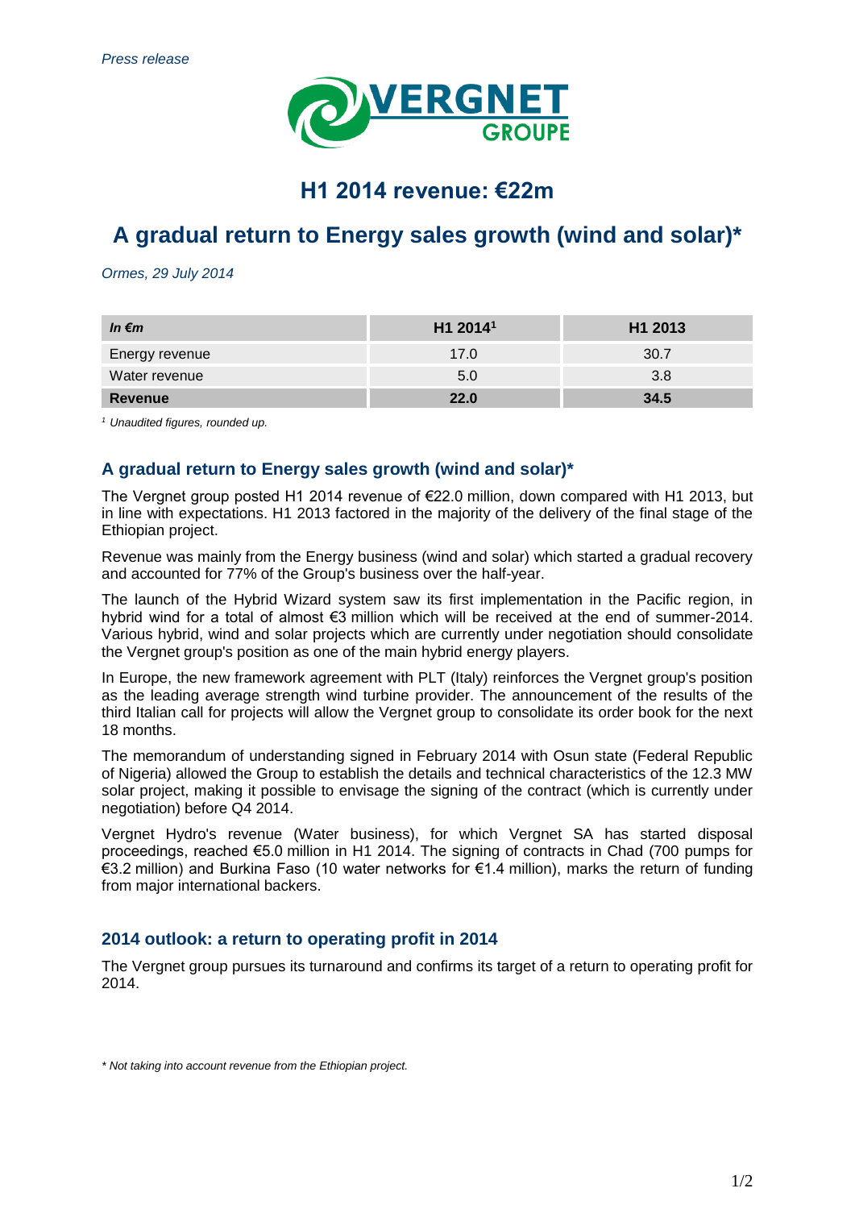*Press release*

# H1 2014 revenue: €22m

# A gradual return to Energy sales growth (wind and solar)*

*Ormes, 29 July 2014*

| *In €m* | H1 2014[1] | H1 2013 |
|---|---|---|
| Energy revenue | 17.0 | 30.7 |
| Water revenue | 5.0 | 3.8 |
| **Revenue** | **22.0** | **34.5** |

*[1] Unaudited figures, rounded up.*

## A gradual return to Energy sales growth (wind and solar)*

The Vergnet group posted H1 2014 revenue of €22.0 million, down compared with H1 2013, but in line with expectations. H1 2013 factored in the majority of the delivery of the final stage of the Ethiopian project.

Revenue was mainly from the Energy business (wind and solar) which started a gradual recovery and accounted for 77% of the Group's business over the half-year.

The launch of the Hybrid Wizard system saw its first implementation in the Pacific region, in hybrid wind for a total of almost €3 million which will be received at the end of summer-2014. Various hybrid, wind and solar projects which are currently under negotiation should consolidate the Vergnet group's position as one of the main hybrid energy players.

In Europe, the new framework agreement with PLT (Italy) reinforces the Vergnet group's position as the leading average strength wind turbine provider. The announcement of the results of the third Italian call for projects will allow the Vergnet group to consolidate its order book for the next 18 months.

The memorandum of understanding signed in February 2014 with Osun state (Federal Republic of Nigeria) allowed the Group to establish the details and technical characteristics of the 12.3 MW solar project, making it possible to envisage the signing of the contract (which is currently under negotiation) before Q4 2014.

Vergnet Hydro's revenue (Water business), for which Vergnet SA has started disposal proceedings, reached €5.0 million in H1 2014. The signing of contracts in Chad (700 pumps for €3.2 million) and Burkina Faso (10 water networks for €1.4 million), marks the return of funding from major international backers.

## 2014 outlook: a return to operating profit in 2014

The Vergnet group pursues its turnaround and confirms its target of a return to operating profit for 2014.

*\* Not taking into account revenue from the Ethiopian project.*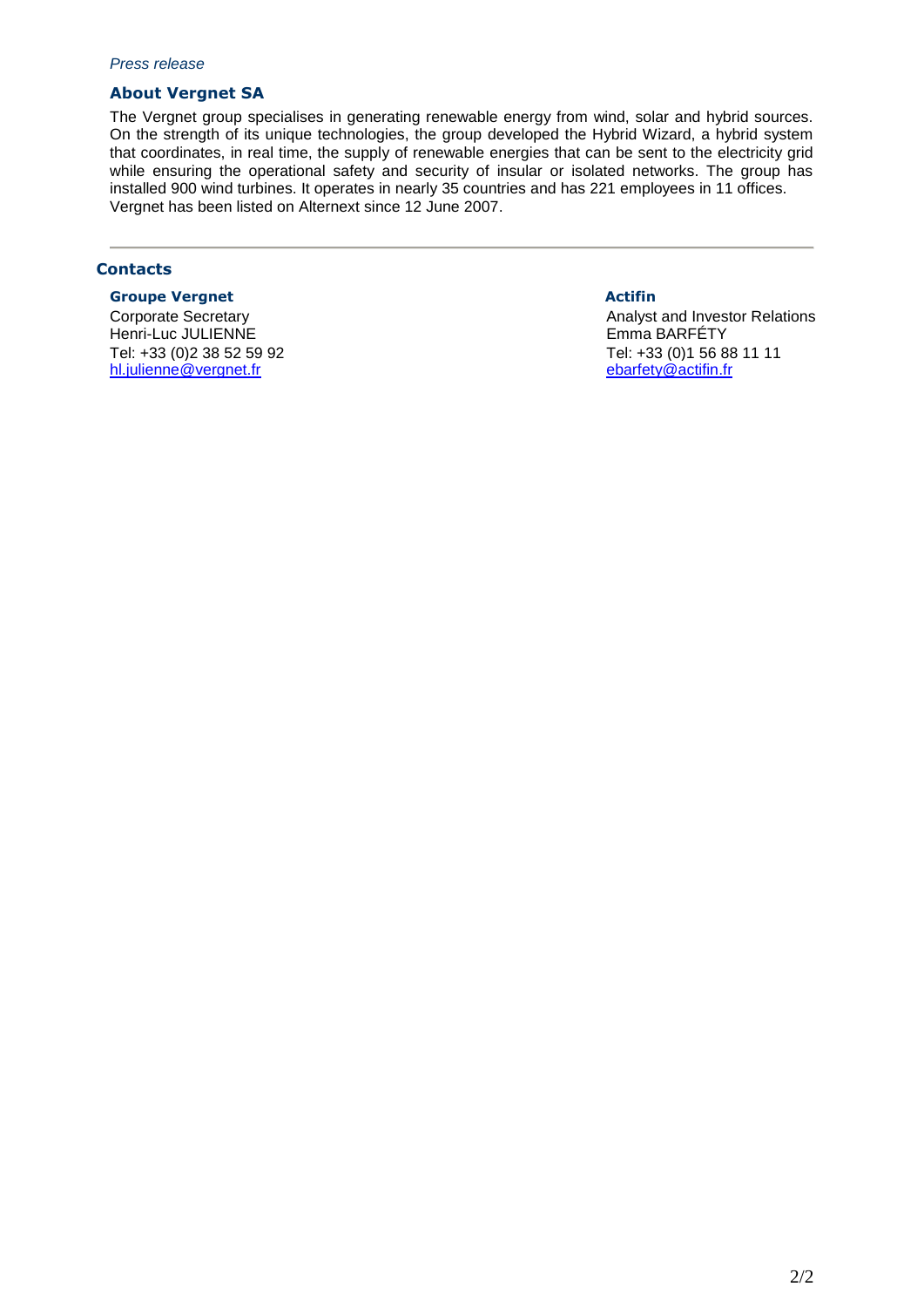*Press release*

## About Vergnet SA

The Vergnet group specialises in generating renewable energy from wind, solar and hybrid sources. On the strength of its unique technologies, the group developed the Hybrid Wizard, a hybrid system that coordinates, in real time, the supply of renewable energies that can be sent to the electricity grid while ensuring the operational safety and security of insular or isolated networks. The group has installed 900 wind turbines. It operates in nearly 35 countries and has 221 employees in 11 offices. Vergnet has been listed on Alternext since 12 June 2007.

---

## Contacts

**Groupe Vergnet**
Corporate Secretary
Henri-Luc JULIENNE
Tel: +33 (0)2 38 52 59 92
hl.julienne@vergnet.fr

**Actifin**
Analyst and Investor Relations
Emma BARFÉTY
Tel: +33 (0)1 56 88 11 11
ebarfety@actifin.fr